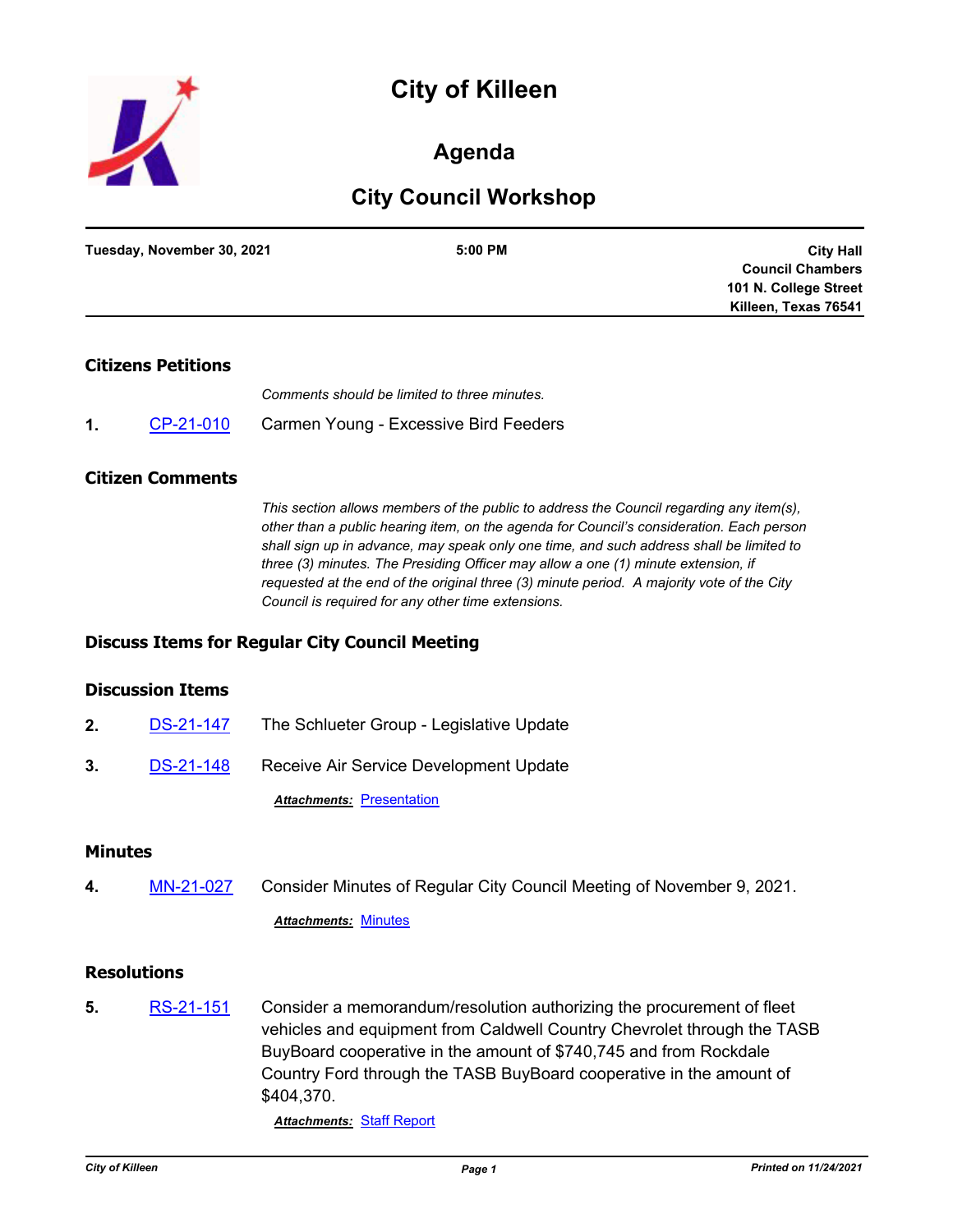# City of Killeen

## Agenda

## City Council Workshop

**Tuesday, November 30, 2021** | **5:00 PM** | **City Hall Council Chambers 101 N. College Street Killeen, Texas 76541**

### Citizens Petitions

*Comments should be limited to three minutes.*

**1.** CP-21-010 Carmen Young - Excessive Bird Feeders

### Citizen Comments

*This section allows members of the public to address the Council regarding any item(s), other than a public hearing item, on the agenda for Council's consideration. Each person shall sign up in advance, may speak only one time, and such address shall be limited to three (3) minutes. The Presiding Officer may allow a one (1) minute extension, if requested at the end of the original three (3) minute period. A majority vote of the City Council is required for any other time extensions.*

### Discuss Items for Regular City Council Meeting

### Discussion Items

**2.** DS-21-147 The Schlueter Group - Legislative Update

**3.** DS-21-148 Receive Air Service Development Update

***Attachments:*** Presentation

### Minutes

**4.** MN-21-027 Consider Minutes of Regular City Council Meeting of November 9, 2021.

***Attachments:*** Minutes

### Resolutions

**5.** RS-21-151 Consider a memorandum/resolution authorizing the procurement of fleet vehicles and equipment from Caldwell Country Chevrolet through the TASB BuyBoard cooperative in the amount of $740,745 and from Rockdale Country Ford through the TASB BuyBoard cooperative in the amount of $404,370.

***Attachments:*** Staff Report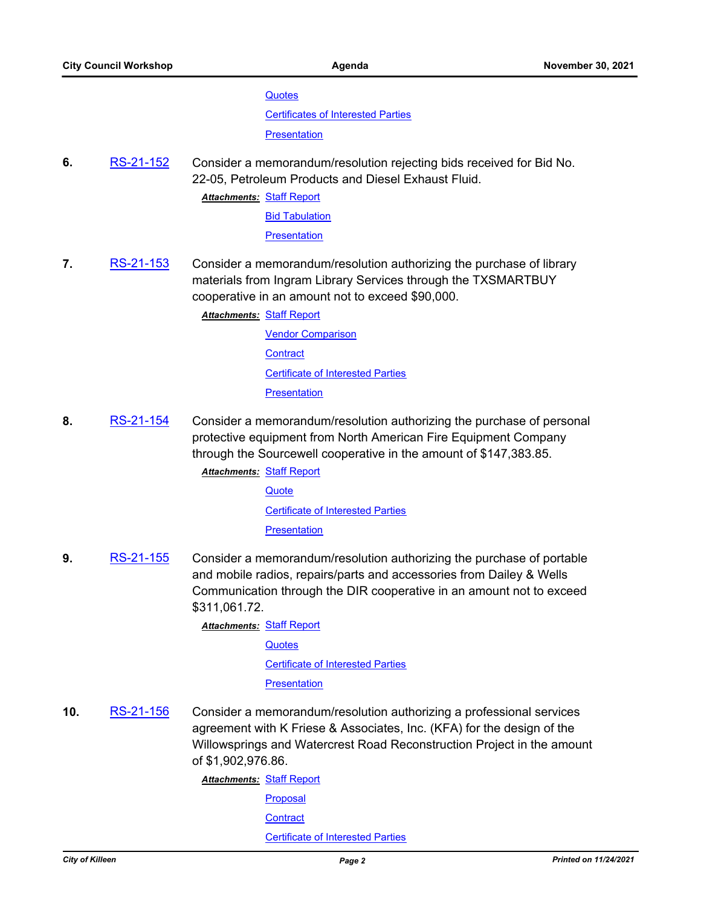Quotes

Certificates of Interested Parties

Presentation

**6.** RS-21-152 Consider a memorandum/resolution rejecting bids received for Bid No. 22-05, Petroleum Products and Diesel Exhaust Fluid.

***Attachments:*** Staff Report

Bid Tabulation

Presentation

**7.** RS-21-153 Consider a memorandum/resolution authorizing the purchase of library materials from Ingram Library Services through the TXSMARTBUY cooperative in an amount not to exceed $90,000.

***Attachments:*** Staff Report

Vendor Comparison

Contract

Certificate of Interested Parties

Presentation

**8.** RS-21-154 Consider a memorandum/resolution authorizing the purchase of personal protective equipment from North American Fire Equipment Company through the Sourcewell cooperative in the amount of $147,383.85.

***Attachments:*** Staff Report

Quote

Certificate of Interested Parties

Presentation

**9.** RS-21-155 Consider a memorandum/resolution authorizing the purchase of portable and mobile radios, repairs/parts and accessories from Dailey & Wells Communication through the DIR cooperative in an amount not to exceed $311,061.72.

***Attachments:*** Staff Report

Quotes

Certificate of Interested Parties

Presentation

**10.** RS-21-156 Consider a memorandum/resolution authorizing a professional services agreement with K Friese & Associates, Inc. (KFA) for the design of the Willowsprings and Watercrest Road Reconstruction Project in the amount of $1,902,976.86.

***Attachments:*** Staff Report

Proposal

Contract

Certificate of Interested Parties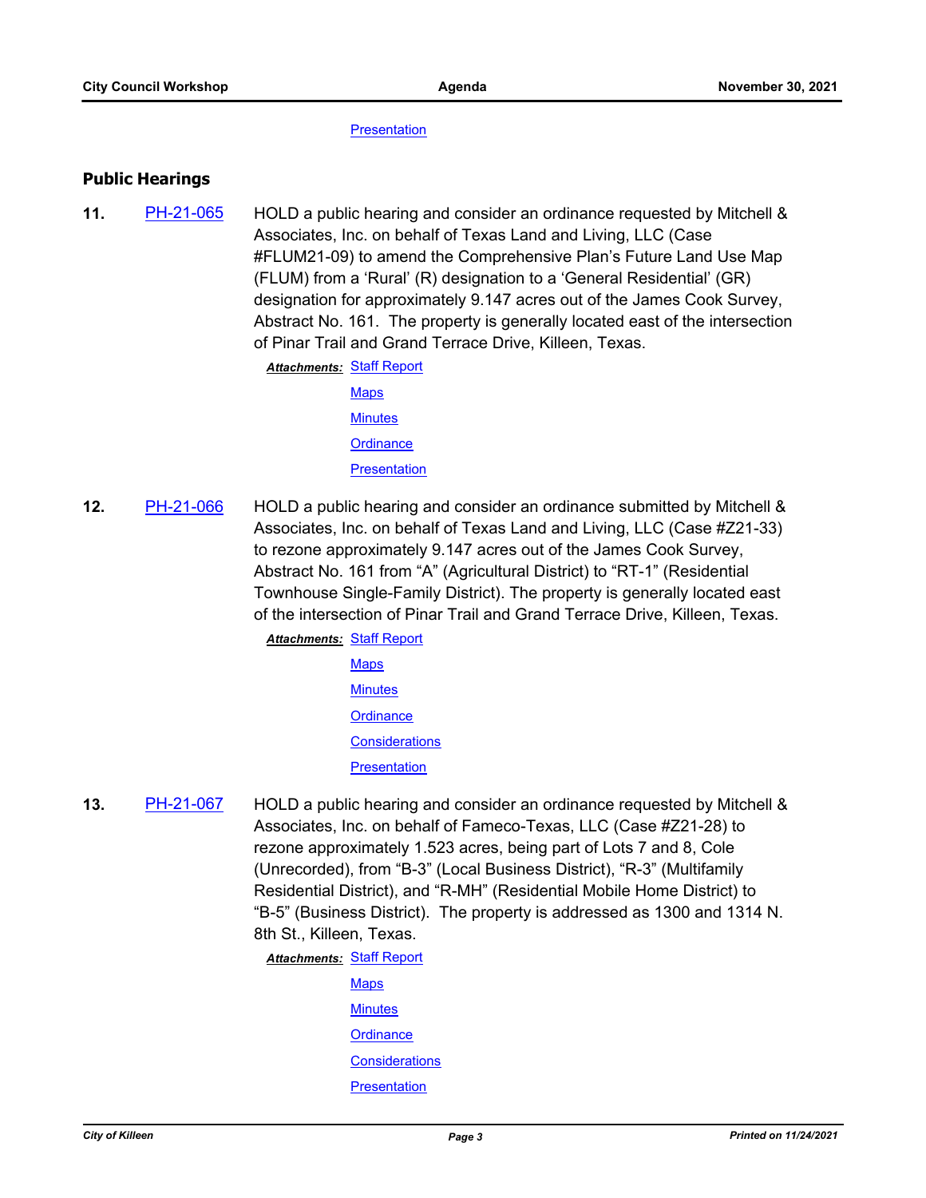Presentation

## Public Hearings

**11.** PH-21-065 HOLD a public hearing and consider an ordinance requested by Mitchell & Associates, Inc. on behalf of Texas Land and Living, LLC (Case #FLUM21-09) to amend the Comprehensive Plan's Future Land Use Map (FLUM) from a 'Rural' (R) designation to a 'General Residential' (GR) designation for approximately 9.147 acres out of the James Cook Survey, Abstract No. 161. The property is generally located east of the intersection of Pinar Trail and Grand Terrace Drive, Killeen, Texas.

***Attachments:*** Staff Report
Maps
Minutes
Ordinance
Presentation

**12.** PH-21-066 HOLD a public hearing and consider an ordinance submitted by Mitchell & Associates, Inc. on behalf of Texas Land and Living, LLC (Case #Z21-33) to rezone approximately 9.147 acres out of the James Cook Survey, Abstract No. 161 from "A" (Agricultural District) to "RT-1" (Residential Townhouse Single-Family District). The property is generally located east of the intersection of Pinar Trail and Grand Terrace Drive, Killeen, Texas.

***Attachments:*** Staff Report
Maps
Minutes
Ordinance
Considerations
Presentation

**13.** PH-21-067 HOLD a public hearing and consider an ordinance requested by Mitchell & Associates, Inc. on behalf of Fameco-Texas, LLC (Case #Z21-28) to rezone approximately 1.523 acres, being part of Lots 7 and 8, Cole (Unrecorded), from "B-3" (Local Business District), "R-3" (Multifamily Residential District), and "R-MH" (Residential Mobile Home District) to "B-5" (Business District). The property is addressed as 1300 and 1314 N. 8th St., Killeen, Texas.

***Attachments:*** Staff Report
Maps
Minutes
Ordinance
Considerations
Presentation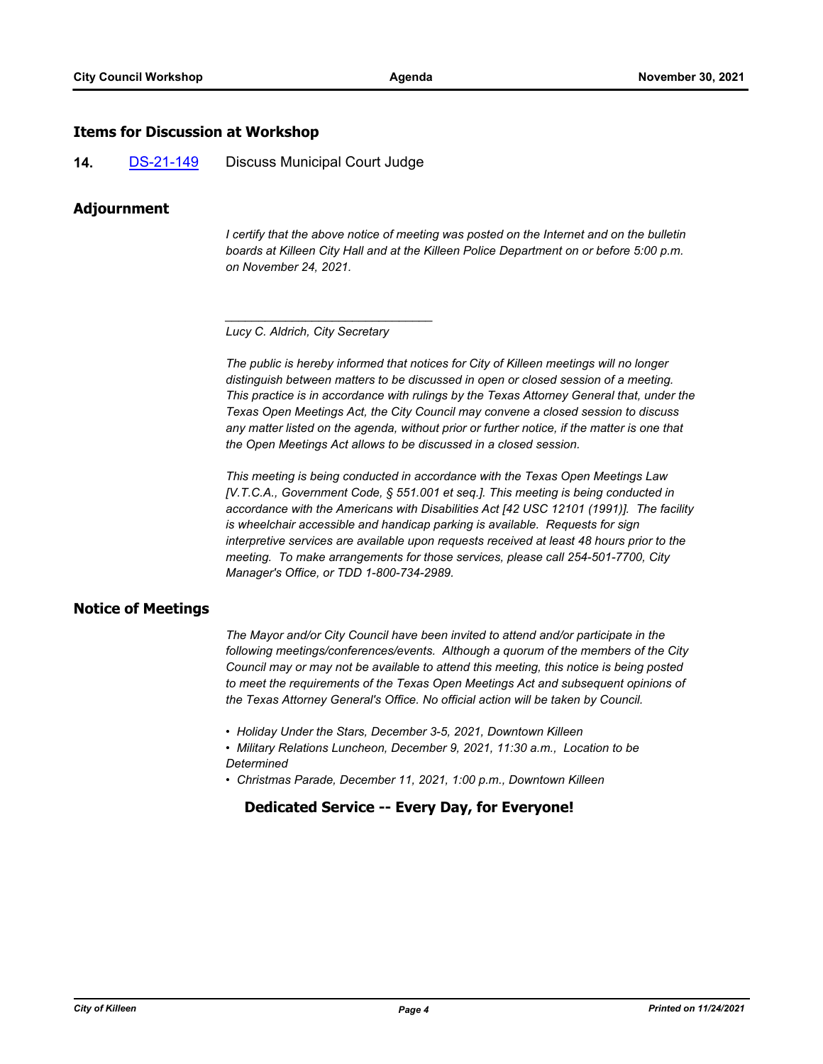## Items for Discussion at Workshop

**14.** DS-21-149 Discuss Municipal Court Judge

## Adjournment

*I certify that the above notice of meeting was posted on the Internet and on the bulletin boards at Killeen City Hall and at the Killeen Police Department on or before 5:00 p.m. on November 24, 2021.*

_______________________________

*Lucy C. Aldrich, City Secretary*

*The public is hereby informed that notices for City of Killeen meetings will no longer distinguish between matters to be discussed in open or closed session of a meeting. This practice is in accordance with rulings by the Texas Attorney General that, under the Texas Open Meetings Act, the City Council may convene a closed session to discuss any matter listed on the agenda, without prior or further notice, if the matter is one that the Open Meetings Act allows to be discussed in a closed session.*

*This meeting is being conducted in accordance with the Texas Open Meetings Law [V.T.C.A., Government Code, § 551.001 et seq.]. This meeting is being conducted in accordance with the Americans with Disabilities Act [42 USC 12101 (1991)]. The facility is wheelchair accessible and handicap parking is available. Requests for sign interpretive services are available upon requests received at least 48 hours prior to the meeting. To make arrangements for those services, please call 254-501-7700, City Manager's Office, or TDD 1-800-734-2989.*

## Notice of Meetings

*The Mayor and/or City Council have been invited to attend and/or participate in the following meetings/conferences/events. Although a quorum of the members of the City Council may or may not be available to attend this meeting, this notice is being posted to meet the requirements of the Texas Open Meetings Act and subsequent opinions of the Texas Attorney General's Office. No official action will be taken by Council.*

- *Holiday Under the Stars, December 3-5, 2021, Downtown Killeen*
- *Military Relations Luncheon, December 9, 2021, 11:30 a.m., Location to be Determined*
- *Christmas Parade, December 11, 2021, 1:00 p.m., Downtown Killeen*

**Dedicated Service -- Every Day, for Everyone!**